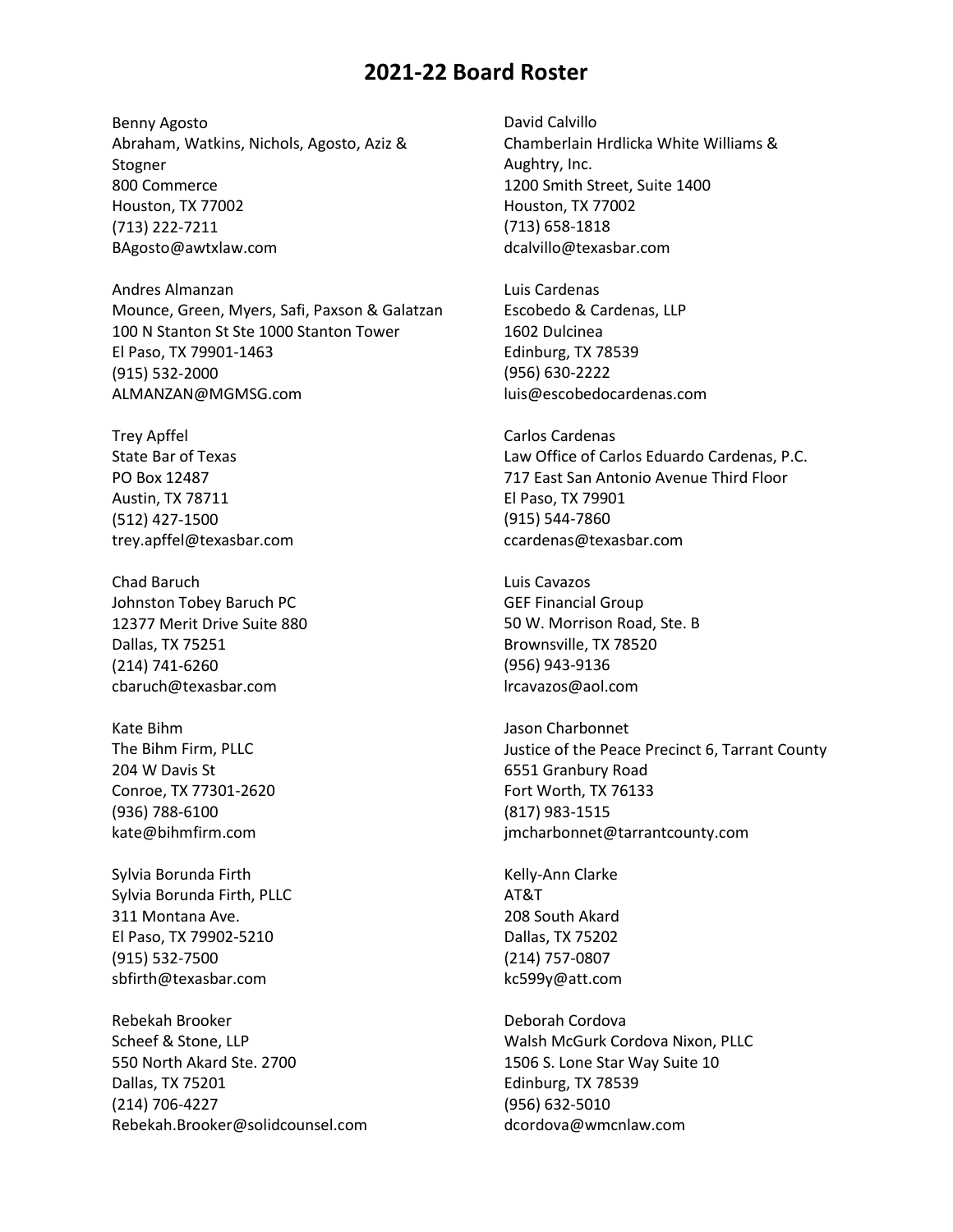# 2021-22 Board Roster

Benny Agosto
Abraham, Watkins, Nichols, Agosto, Aziz & Stogner
800 Commerce
Houston, TX 77002
(713) 222-7211
BAgosto@awtxlaw.com

Andres Almanzan
Mounce, Green, Myers, Safi, Paxson & Galatzan
100 N Stanton St Ste 1000 Stanton Tower
El Paso, TX 79901-1463
(915) 532-2000
ALMANZAN@MGMSG.com

Trey Apffel
State Bar of Texas
PO Box 12487
Austin, TX 78711
(512) 427-1500
trey.apffel@texasbar.com

Chad Baruch
Johnston Tobey Baruch PC
12377 Merit Drive Suite 880
Dallas, TX 75251
(214) 741-6260
cbaruch@texasbar.com

Kate Bihm
The Bihm Firm, PLLC
204 W Davis St
Conroe, TX 77301-2620
(936) 788-6100
kate@bihmfirm.com

Sylvia Borunda Firth
Sylvia Borunda Firth, PLLC
311 Montana Ave.
El Paso, TX 79902-5210
(915) 532-7500
sbfirth@texasbar.com

Rebekah Brooker
Scheef & Stone, LLP
550 North Akard Ste. 2700
Dallas, TX 75201
(214) 706-4227
Rebekah.Brooker@solidcounsel.com

David Calvillo
Chamberlain Hrdlicka White Williams & Aughtry, Inc.
1200 Smith Street, Suite 1400
Houston, TX 77002
(713) 658-1818
dcalvillo@texasbar.com

Luis Cardenas
Escobedo & Cardenas, LLP
1602 Dulcinea
Edinburg, TX 78539
(956) 630-2222
luis@escobedocardenas.com

Carlos Cardenas
Law Office of Carlos Eduardo Cardenas, P.C.
717 East San Antonio Avenue Third Floor
El Paso, TX 79901
(915) 544-7860
ccardenas@texasbar.com

Luis Cavazos
GEF Financial Group
50 W. Morrison Road, Ste. B
Brownsville, TX 78520
(956) 943-9136
lrcavazos@aol.com

Jason Charbonnet
Justice of the Peace Precinct 6, Tarrant County
6551 Granbury Road
Fort Worth, TX 76133
(817) 983-1515
jmcharbonnet@tarrantcounty.com

Kelly-Ann Clarke
AT&T
208 South Akard
Dallas, TX 75202
(214) 757-0807
kc599y@att.com

Deborah Cordova
Walsh McGurk Cordova Nixon, PLLC
1506 S. Lone Star Way Suite 10
Edinburg, TX 78539
(956) 632-5010
dcordova@wmcnlaw.com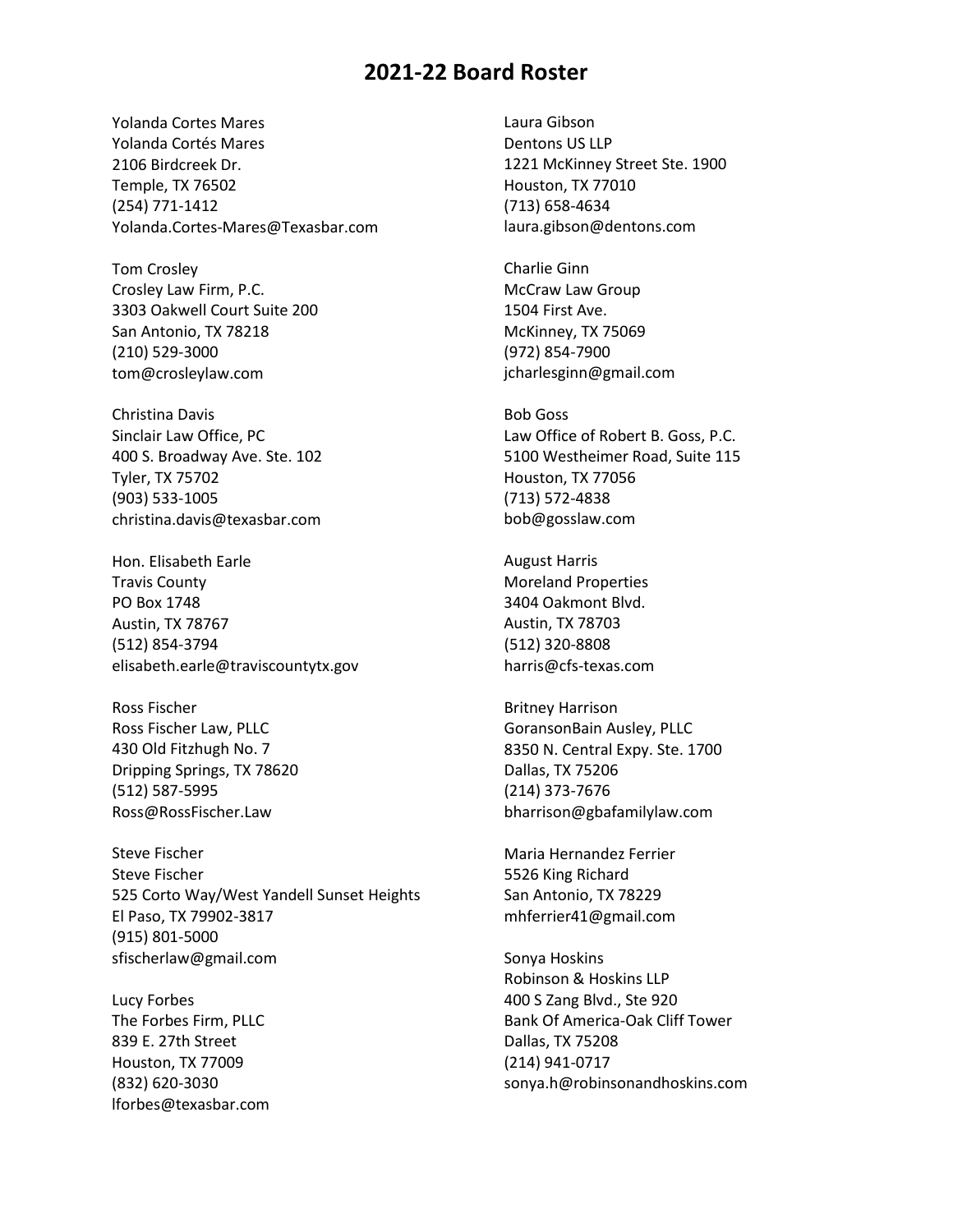# 2021-22 Board Roster

Yolanda Cortes Mares
Yolanda Cortés Mares
2106 Birdcreek Dr.
Temple, TX 76502
(254) 771-1412
Yolanda.Cortes-Mares@Texasbar.com

Tom Crosley
Crosley Law Firm, P.C.
3303 Oakwell Court Suite 200
San Antonio, TX 78218
(210) 529-3000
tom@crosleylaw.com

Christina Davis
Sinclair Law Office, PC
400 S. Broadway Ave. Ste. 102
Tyler, TX 75702
(903) 533-1005
christina.davis@texasbar.com

Hon. Elisabeth Earle
Travis County
PO Box 1748
Austin, TX 78767
(512) 854-3794
elisabeth.earle@traviscountytx.gov

Ross Fischer
Ross Fischer Law, PLLC
430 Old Fitzhugh No. 7
Dripping Springs, TX 78620
(512) 587-5995
Ross@RossFischer.Law

Steve Fischer
Steve Fischer
525 Corto Way/West Yandell Sunset Heights
El Paso, TX 79902-3817
(915) 801-5000
sfischerlaw@gmail.com

Lucy Forbes
The Forbes Firm, PLLC
839 E. 27th Street
Houston, TX 77009
(832) 620-3030
lforbes@texasbar.com

Laura Gibson
Dentons US LLP
1221 McKinney Street Ste. 1900
Houston, TX 77010
(713) 658-4634
laura.gibson@dentons.com

Charlie Ginn
McCraw Law Group
1504 First Ave.
McKinney, TX 75069
(972) 854-7900
jcharlesginn@gmail.com

Bob Goss
Law Office of Robert B. Goss, P.C.
5100 Westheimer Road, Suite 115
Houston, TX 77056
(713) 572-4838
bob@gosslaw.com

August Harris
Moreland Properties
3404 Oakmont Blvd.
Austin, TX 78703
(512) 320-8808
harris@cfs-texas.com

Britney Harrison
GoransonBain Ausley, PLLC
8350 N. Central Expy. Ste. 1700
Dallas, TX 75206
(214) 373-7676
bharrison@gbafamilylaw.com

Maria Hernandez Ferrier
5526 King Richard
San Antonio, TX 78229
mhferrier41@gmail.com

Sonya Hoskins
Robinson & Hoskins LLP
400 S Zang Blvd., Ste 920
Bank Of America-Oak Cliff Tower
Dallas, TX 75208
(214) 941-0717
sonya.h@robinsonandhoskins.com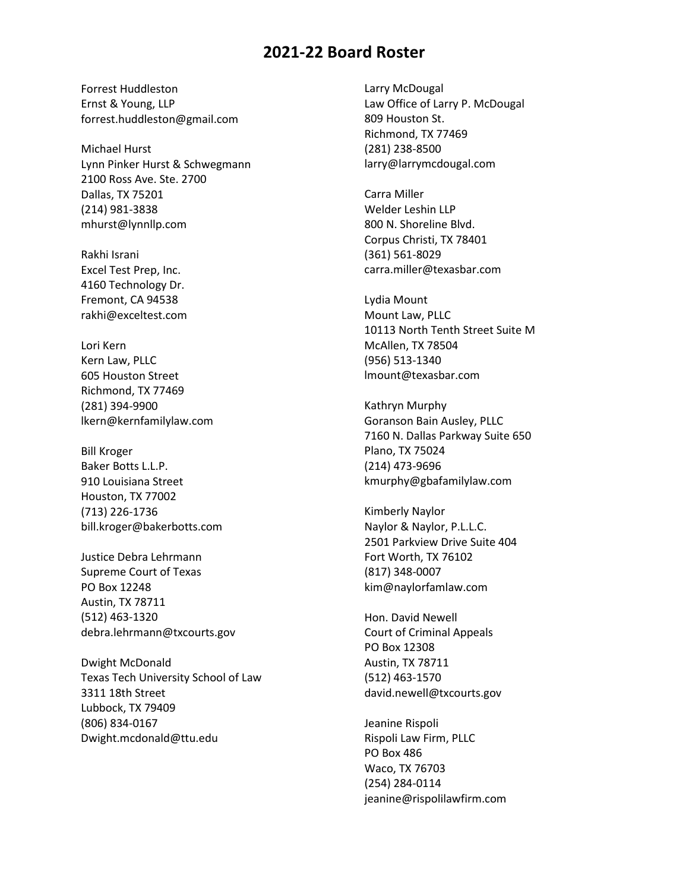# 2021-22 Board Roster

Forrest Huddleston
Ernst & Young, LLP
forrest.huddleston@gmail.com

Michael Hurst
Lynn Pinker Hurst & Schwegmann
2100 Ross Ave. Ste. 2700
Dallas, TX 75201
(214) 981-3838
mhurst@lynnllp.com

Rakhi Israni
Excel Test Prep, Inc.
4160 Technology Dr.
Fremont, CA 94538
rakhi@exceltest.com

Lori Kern
Kern Law, PLLC
605 Houston Street
Richmond, TX 77469
(281) 394-9900
lkern@kernfamilylaw.com

Bill Kroger
Baker Botts L.L.P.
910 Louisiana Street
Houston, TX 77002
(713) 226-1736
bill.kroger@bakerbotts.com

Justice Debra Lehrmann
Supreme Court of Texas
PO Box 12248
Austin, TX 78711
(512) 463-1320
debra.lehrmann@txcourts.gov

Dwight McDonald
Texas Tech University School of Law
3311 18th Street
Lubbock, TX 79409
(806) 834-0167
Dwight.mcdonald@ttu.edu

Larry McDougal
Law Office of Larry P. McDougal
809 Houston St.
Richmond, TX 77469
(281) 238-8500
larry@larrymcdougal.com

Carra Miller
Welder Leshin LLP
800 N. Shoreline Blvd.
Corpus Christi, TX 78401
(361) 561-8029
carra.miller@texasbar.com

Lydia Mount
Mount Law, PLLC
10113 North Tenth Street Suite M
McAllen, TX 78504
(956) 513-1340
lmount@texasbar.com

Kathryn Murphy
Goranson Bain Ausley, PLLC
7160 N. Dallas Parkway Suite 650
Plano, TX 75024
(214) 473-9696
kmurphy@gbafamilylaw.com

Kimberly Naylor
Naylor & Naylor, P.L.L.C.
2501 Parkview Drive Suite 404
Fort Worth, TX 76102
(817) 348-0007
kim@naylorfamlaw.com

Hon. David Newell
Court of Criminal Appeals
PO Box 12308
Austin, TX 78711
(512) 463-1570
david.newell@txcourts.gov

Jeanine Rispoli
Rispoli Law Firm, PLLC
PO Box 486
Waco, TX 76703
(254) 284-0114
jeanine@rispolilawfirm.com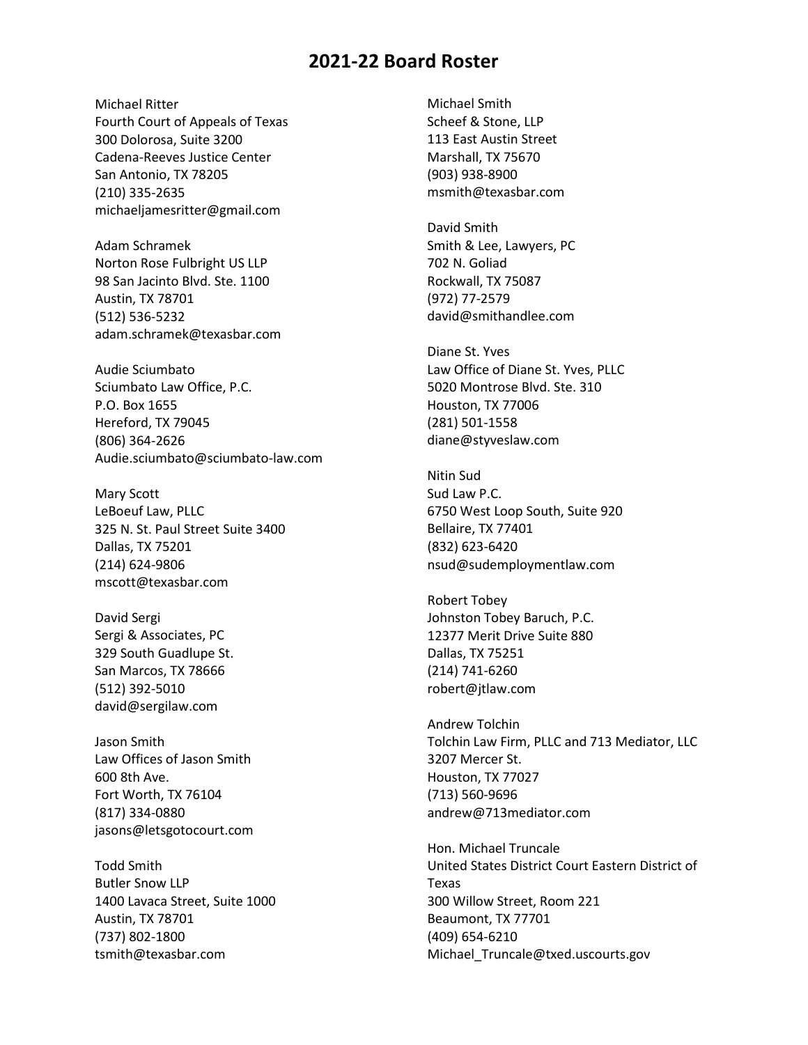# 2021-22 Board Roster

Michael Ritter
Fourth Court of Appeals of Texas
300 Dolorosa, Suite 3200
Cadena-Reeves Justice Center
San Antonio, TX 78205
(210) 335-2635
michaeljamesritter@gmail.com

Adam Schramek
Norton Rose Fulbright US LLP
98 San Jacinto Blvd. Ste. 1100
Austin, TX 78701
(512) 536-5232
adam.schramek@texasbar.com

Audie Sciumbato
Sciumbato Law Office, P.C.
P.O. Box 1655
Hereford, TX 79045
(806) 364-2626
Audie.sciumbato@sciumbato-law.com

Mary Scott
LeBoeuf Law, PLLC
325 N. St. Paul Street Suite 3400
Dallas, TX 75201
(214) 624-9806
mscott@texasbar.com

David Sergi
Sergi & Associates, PC
329 South Guadlupe St.
San Marcos, TX 78666
(512) 392-5010
david@sergilaw.com

Jason Smith
Law Offices of Jason Smith
600 8th Ave.
Fort Worth, TX 76104
(817) 334-0880
jasons@letsgotocourt.com

Todd Smith
Butler Snow LLP
1400 Lavaca Street, Suite 1000
Austin, TX 78701
(737) 802-1800
tsmith@texasbar.com

Michael Smith
Scheef & Stone, LLP
113 East Austin Street
Marshall, TX 75670
(903) 938-8900
msmith@texasbar.com

David Smith
Smith & Lee, Lawyers, PC
702 N. Goliad
Rockwall, TX 75087
(972) 77-2579
david@smithandlee.com

Diane St. Yves
Law Office of Diane St. Yves, PLLC
5020 Montrose Blvd. Ste. 310
Houston, TX 77006
(281) 501-1558
diane@styveslaw.com

Nitin Sud
Sud Law P.C.
6750 West Loop South, Suite 920
Bellaire, TX 77401
(832) 623-6420
nsud@sudemploymentlaw.com

Robert Tobey
Johnston Tobey Baruch, P.C.
12377 Merit Drive Suite 880
Dallas, TX 75251
(214) 741-6260
robert@jtlaw.com

Andrew Tolchin
Tolchin Law Firm, PLLC and 713 Mediator, LLC
3207 Mercer St.
Houston, TX 77027
(713) 560-9696
andrew@713mediator.com

Hon. Michael Truncale
United States District Court Eastern District of Texas
300 Willow Street, Room 221
Beaumont, TX 77701
(409) 654-6210
Michael_Truncale@txed.uscourts.gov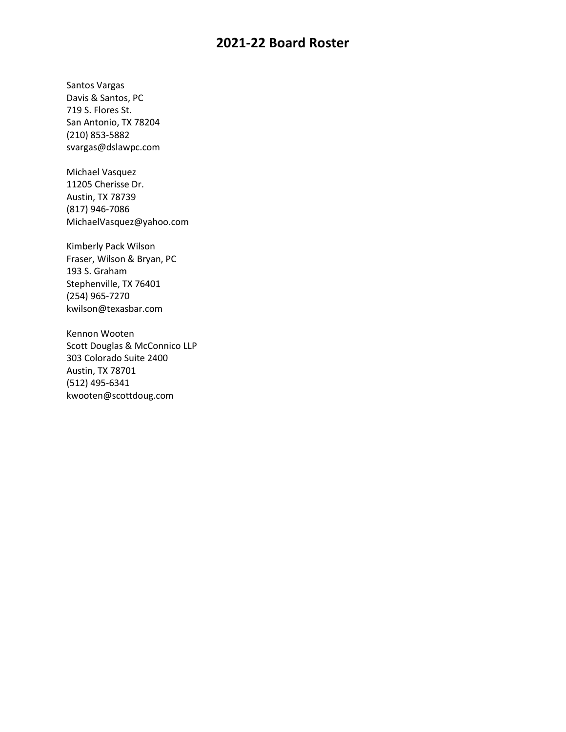# 2021-22 Board Roster

Santos Vargas
Davis & Santos, PC
719 S. Flores St.
San Antonio, TX 78204
(210) 853-5882
svargas@dslawpc.com

Michael Vasquez
11205 Cherisse Dr.
Austin, TX 78739
(817) 946-7086
MichaelVasquez@yahoo.com

Kimberly Pack Wilson
Fraser, Wilson & Bryan, PC
193 S. Graham
Stephenville, TX 76401
(254) 965-7270
kwilson@texasbar.com

Kennon Wooten
Scott Douglas & McConnico LLP
303 Colorado Suite 2400
Austin, TX 78701
(512) 495-6341
kwooten@scottdoug.com